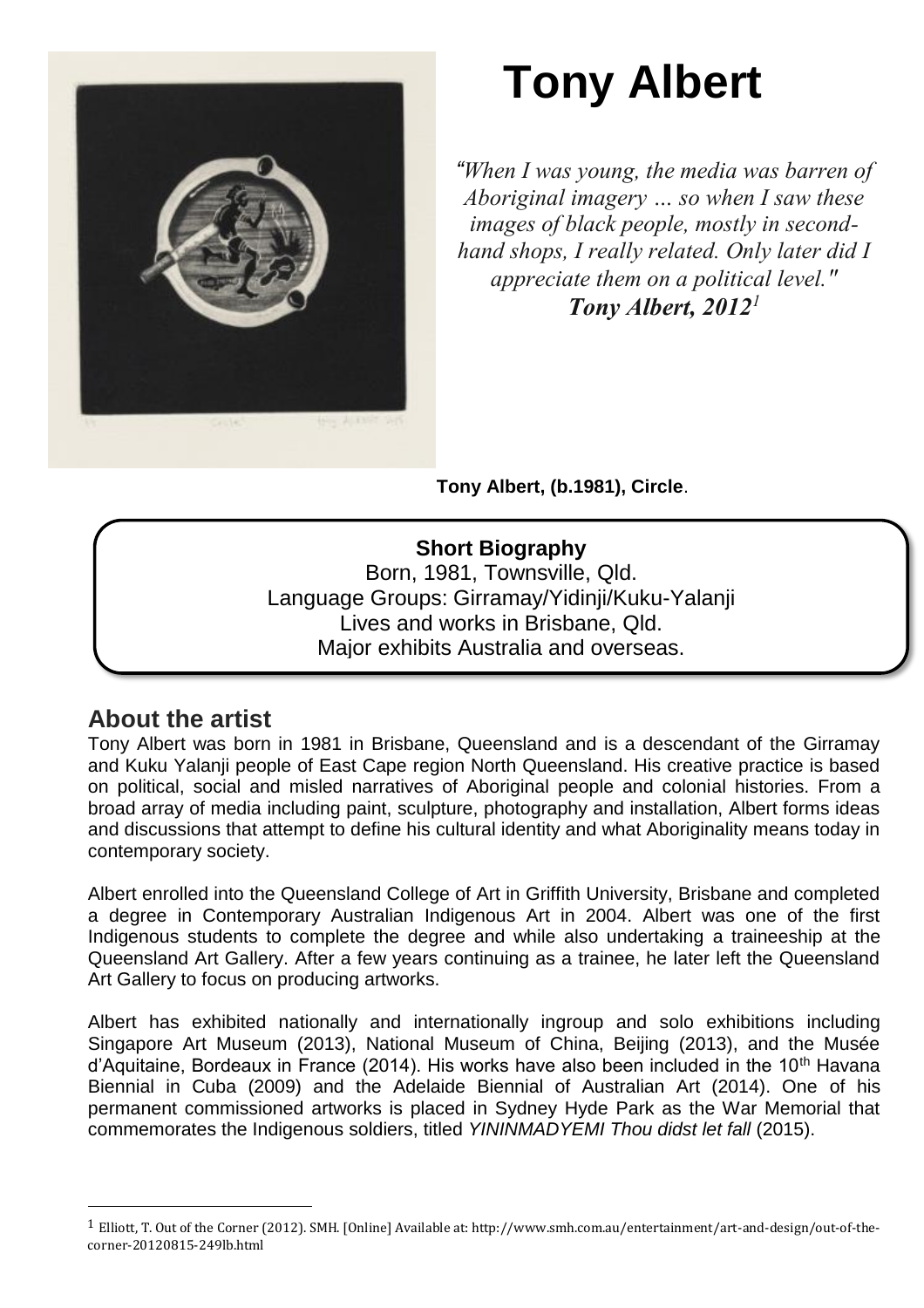# Tony Albert

*"When I was young, the media was barren of Aboriginal imagery … so when I saw these images of black people, mostly in second-hand shops, I really related. Only later did I appreciate them on a political level."*
***Tony Albert, 2012[1]***

**Tony Albert, (b.1981), Circle**.

**Short Biography**
Born, 1981, Townsville, Qld.
Language Groups: Girramay/Yidinji/Kuku-Yalanji
Lives and works in Brisbane, Qld.
Major exhibits Australia and overseas.

## About the artist

Tony Albert was born in 1981 in Brisbane, Queensland and is a descendant of the Girramay and Kuku Yalanji people of East Cape region North Queensland. His creative practice is based on political, social and misled narratives of Aboriginal people and colonial histories. From a broad array of media including paint, sculpture, photography and installation, Albert forms ideas and discussions that attempt to define his cultural identity and what Aboriginality means today in contemporary society.

Albert enrolled into the Queensland College of Art in Griffith University, Brisbane and completed a degree in Contemporary Australian Indigenous Art in 2004. Albert was one of the first Indigenous students to complete the degree and while also undertaking a traineeship at the Queensland Art Gallery. After a few years continuing as a trainee, he later left the Queensland Art Gallery to focus on producing artworks.

Albert has exhibited nationally and internationally ingroup and solo exhibitions including Singapore Art Museum (2013), National Museum of China, Beijing (2013), and the Musée d'Aquitaine, Bordeaux in France (2014). His works have also been included in the 10th Havana Biennial in Cuba (2009) and the Adelaide Biennial of Australian Art (2014). One of his permanent commissioned artworks is placed in Sydney Hyde Park as the War Memorial that commemorates the Indigenous soldiers, titled *YININMADYEMI Thou didst let fall* (2015).

[1] Elliott, T. Out of the Corner (2012). SMH. [Online] Available at: http://www.smh.com.au/entertainment/art-and-design/out-of-the-corner-20120815-249lb.html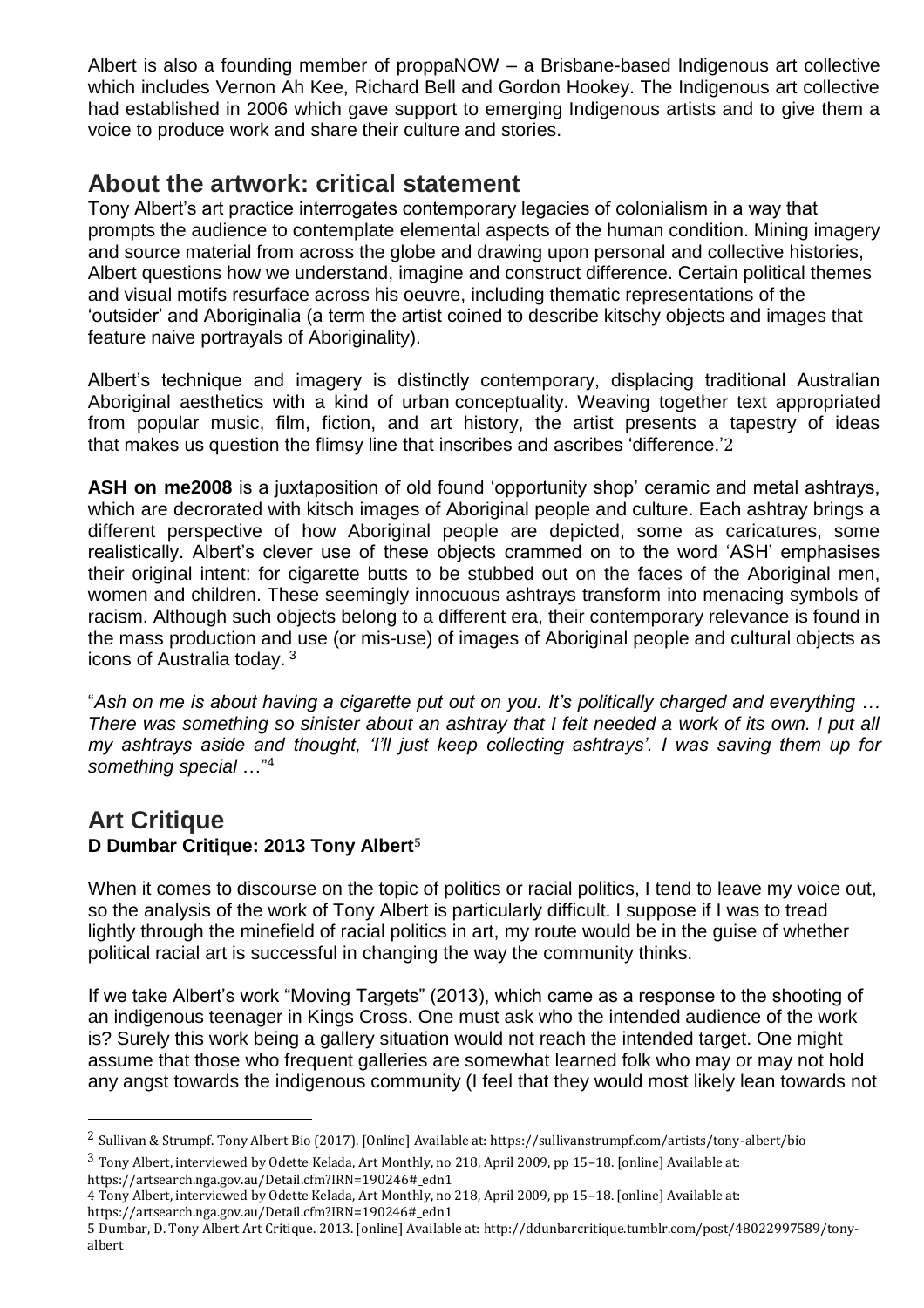Albert is also a founding member of proppaNOW – a Brisbane-based Indigenous art collective which includes Vernon Ah Kee, Richard Bell and Gordon Hookey. The Indigenous art collective had established in 2006 which gave support to emerging Indigenous artists and to give them a voice to produce work and share their culture and stories.

## About the artwork: critical statement

Tony Albert's art practice interrogates contemporary legacies of colonialism in a way that prompts the audience to contemplate elemental aspects of the human condition. Mining imagery and source material from across the globe and drawing upon personal and collective histories, Albert questions how we understand, imagine and construct difference. Certain political themes and visual motifs resurface across his oeuvre, including thematic representations of the 'outsider' and Aboriginalia (a term the artist coined to describe kitschy objects and images that feature naive portrayals of Aboriginality).

Albert's technique and imagery is distinctly contemporary, displacing traditional Australian Aboriginal aesthetics with a kind of urban conceptuality. Weaving together text appropriated from popular music, film, fiction, and art history, the artist presents a tapestry of ideas that makes us question the flimsy line that inscribes and ascribes 'difference.'[2]

**ASH on me2008** is a juxtaposition of old found 'opportunity shop' ceramic and metal ashtrays, which are decrorated with kitsch images of Aboriginal people and culture. Each ashtray brings a different perspective of how Aboriginal people are depicted, some as caricatures, some realistically. Albert's clever use of these objects crammed on to the word 'ASH' emphasises their original intent: for cigarette butts to be stubbed out on the faces of the Aboriginal men, women and children. These seemingly innocuous ashtrays transform into menacing symbols of racism. Although such objects belong to a different era, their contemporary relevance is found in the mass production and use (or mis-use) of images of Aboriginal people and cultural objects as icons of Australia today. [3]

"*Ash on me is about having a cigarette put out on you. It's politically charged and everything … There was something so sinister about an ashtray that I felt needed a work of its own. I put all my ashtrays aside and thought, 'I'll just keep collecting ashtrays'. I was saving them up for something special* …"[4]

## Art Critique

**D Dumbar Critique: 2013 Tony Albert**[5]

When it comes to discourse on the topic of politics or racial politics, I tend to leave my voice out, so the analysis of the work of Tony Albert is particularly difficult. I suppose if I was to tread lightly through the minefield of racial politics in art, my route would be in the guise of whether political racial art is successful in changing the way the community thinks.

If we take Albert's work "Moving Targets" (2013), which came as a response to the shooting of an indigenous teenager in Kings Cross. One must ask who the intended audience of the work is? Surely this work being a gallery situation would not reach the intended target. One might assume that those who frequent galleries are somewhat learned folk who may or may not hold any angst towards the indigenous community (I feel that they would most likely lean towards not

---

[2] Sullivan & Strumpf. Tony Albert Bio (2017). [Online] Available at: https://sullivanstrumpf.com/artists/tony-albert/bio

[3] Tony Albert, interviewed by Odette Kelada, Art Monthly, no 218, April 2009, pp 15–18. [online] Available at: https://artsearch.nga.gov.au/Detail.cfm?IRN=190246#_edn1

4 Tony Albert, interviewed by Odette Kelada, Art Monthly, no 218, April 2009, pp 15–18. [online] Available at: https://artsearch.nga.gov.au/Detail.cfm?IRN=190246#_edn1

5 Dumbar, D. Tony Albert Art Critique. 2013. [online] Available at: http://ddunbarcritique.tumblr.com/post/48022997589/tony-albert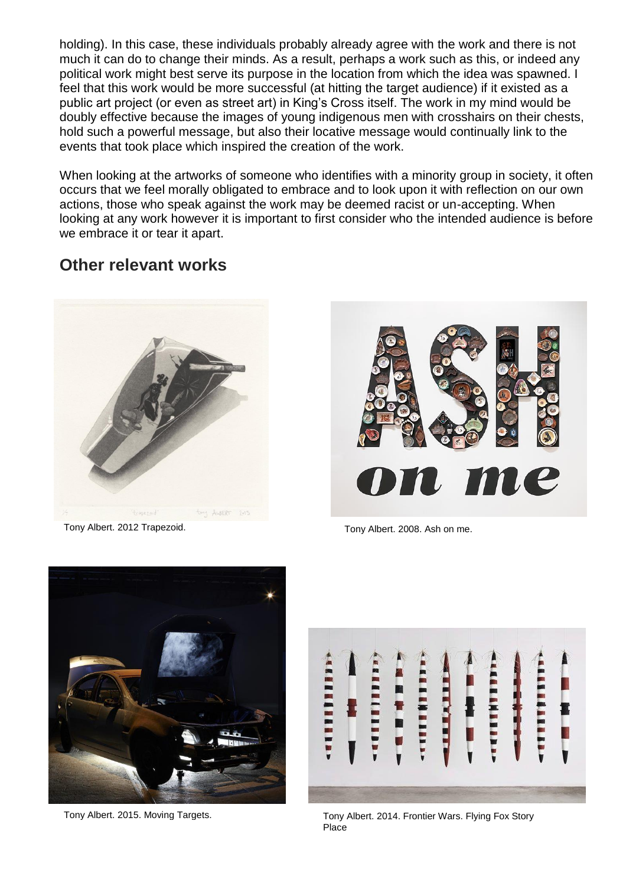holding). In this case, these individuals probably already agree with the work and there is not much it can do to change their minds. As a result, perhaps a work such as this, or indeed any political work might best serve its purpose in the location from which the idea was spawned. I feel that this work would be more successful (at hitting the target audience) if it existed as a public art project (or even as street art) in King's Cross itself. The work in my mind would be doubly effective because the images of young indigenous men with crosshairs on their chests, hold such a powerful message, but also their locative message would continually link to the events that took place which inspired the creation of the work.

When looking at the artworks of someone who identifies with a minority group in society, it often occurs that we feel morally obligated to embrace and to look upon it with reflection on our own actions, those who speak against the work may be deemed racist or un-accepting. When looking at any work however it is important to first consider who the intended audience is before we embrace it or tear it apart.

## Other relevant works

Tony Albert. 2012 Trapezoid.

Tony Albert. 2008. Ash on me.

Tony Albert. 2015. Moving Targets.

Tony Albert. 2014. Frontier Wars. Flying Fox Story Place